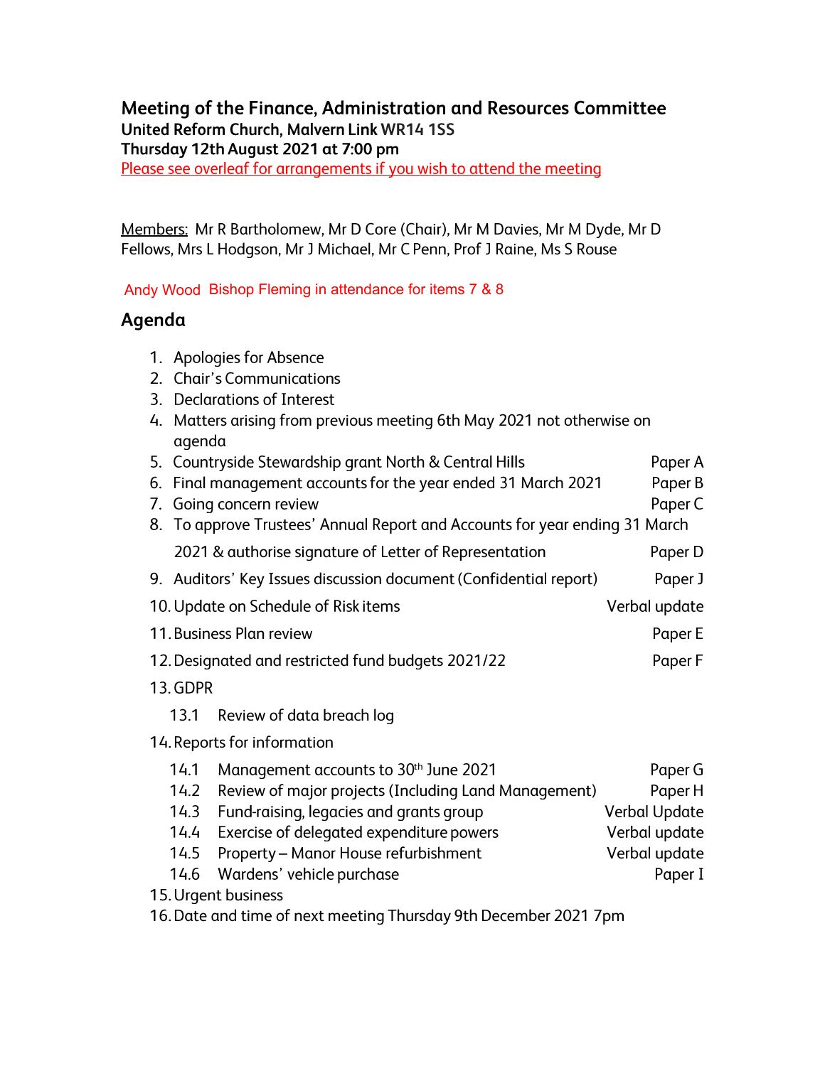# Meeting of the Finance, Administration and Resources Committee

**United Reform Church, Malvern Link WR14 1SS**

**Thursday 12th August 2021 at 7:00 pm**

Please see overleaf for arrangements if you wish to attend the meeting

Members: Mr R Bartholomew, Mr D Core (Chair), Mr M Davies, Mr M Dyde, Mr D Fellows, Mrs L Hodgson, Mr J Michael, Mr C Penn, Prof J Raine, Ms S Rouse

Andy Wood Bishop Fleming in attendance for items 7 & 8

## Agenda

| Item | | Paper |
|---|---|---|
| 1. | Apologies for Absence | |
| 2. | Chair's Communications | |
| 3. | Declarations of Interest | |
| 4. | Matters arising from previous meeting 6th May 2021 not otherwise on agenda | |
| 5. | Countryside Stewardship grant North & Central Hills | Paper A |
| 6. | Final management accounts for the year ended 31 March 2021 | Paper B |
| 7. | Going concern review | Paper C |
| 8. | To approve Trustees' Annual Report and Accounts for year ending 31 March 2021 & authorise signature of Letter of Representation | Paper D |
| 9. | Auditors' Key Issues discussion document (Confidential report) | Paper J |
| 10. | Update on Schedule of Risk items | Verbal update |
| 11. | Business Plan review | Paper E |
| 12. | Designated and restricted fund budgets 2021/22 | Paper F |
| 13. | GDPR | |
| 13.1 | Review of data breach log | |
| 14. | Reports for information | |
| 14.1 | Management accounts to 30th June 2021 | Paper G |
| 14.2 | Review of major projects (Including Land Management) | Paper H |
| 14.3 | Fund-raising, legacies and grants group | Verbal Update |
| 14.4 | Exercise of delegated expenditure powers | Verbal update |
| 14.5 | Property – Manor House refurbishment | Verbal update |
| 14.6 | Wardens' vehicle purchase | Paper I |
| 15. | Urgent business | |
| 16. | Date and time of next meeting Thursday 9th December 2021 7pm | |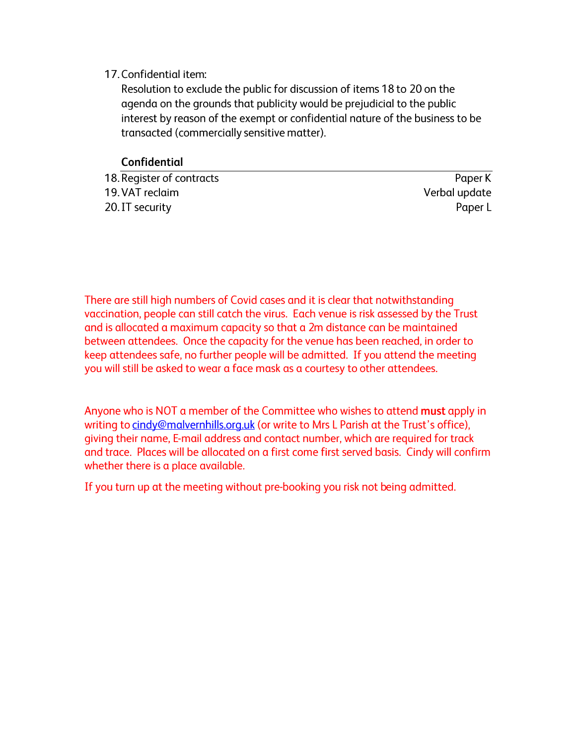17. Confidential item:
    Resolution to exclude the public for discussion of items 18 to 20 on the agenda on the grounds that publicity would be prejudicial to the public interest by reason of the exempt or confidential nature of the business to be transacted (commercially sensitive matter).

**Confidential**

| | |
|---|---|
| 18. Register of contracts | Paper K |
| 19. VAT reclaim | Verbal update |
| 20. IT security | Paper L |

There are still high numbers of Covid cases and it is clear that notwithstanding vaccination, people can still catch the virus. Each venue is risk assessed by the Trust and is allocated a maximum capacity so that a 2m distance can be maintained between attendees. Once the capacity for the venue has been reached, in order to keep attendees safe, no further people will be admitted. If you attend the meeting you will still be asked to wear a face mask as a courtesy to other attendees.

Anyone who is NOT a member of the Committee who wishes to attend **must** apply in writing to cindy@malvernhills.org.uk (or write to Mrs L Parish at the Trust's office), giving their name, E-mail address and contact number, which are required for track and trace. Places will be allocated on a first come first served basis. Cindy will confirm whether there is a place available.

If you turn up at the meeting without pre-booking you risk not being admitted.